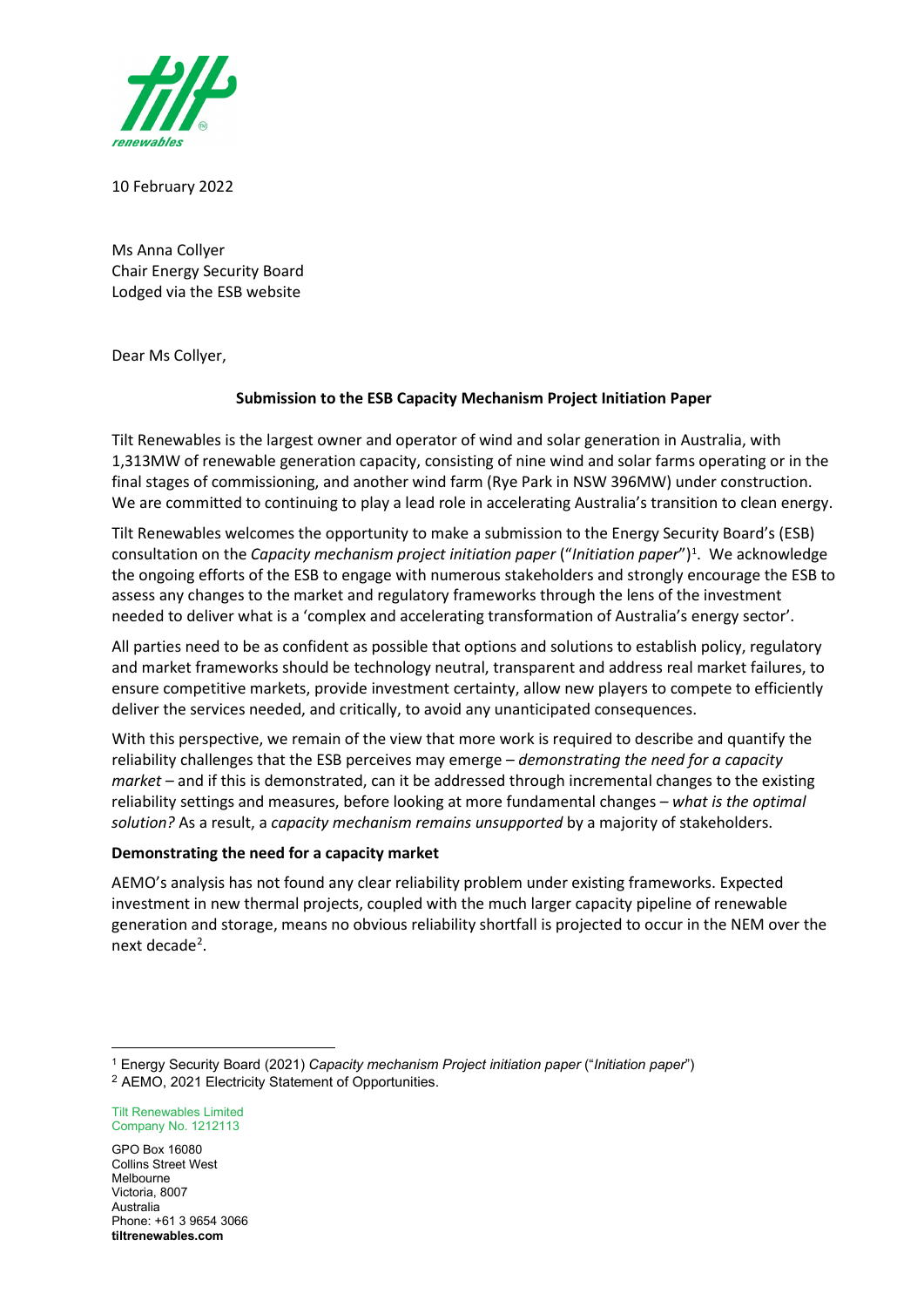10 February 2022

Ms Anna Collyer
Chair Energy Security Board
Lodged via the ESB website

Dear Ms Collyer,

**Submission to the ESB Capacity Mechanism Project Initiation Paper**

Tilt Renewables is the largest owner and operator of wind and solar generation in Australia, with 1,313MW of renewable generation capacity, consisting of nine wind and solar farms operating or in the final stages of commissioning, and another wind farm (Rye Park in NSW 396MW) under construction. We are committed to continuing to play a lead role in accelerating Australia's transition to clean energy.

Tilt Renewables welcomes the opportunity to make a submission to the Energy Security Board's (ESB) consultation on the *Capacity mechanism project initiation paper* ("*Initiation paper*")[1]. We acknowledge the ongoing efforts of the ESB to engage with numerous stakeholders and strongly encourage the ESB to assess any changes to the market and regulatory frameworks through the lens of the investment needed to deliver what is a 'complex and accelerating transformation of Australia's energy sector'.

All parties need to be as confident as possible that options and solutions to establish policy, regulatory and market frameworks should be technology neutral, transparent and address real market failures, to ensure competitive markets, provide investment certainty, allow new players to compete to efficiently deliver the services needed, and critically, to avoid any unanticipated consequences.

With this perspective, we remain of the view that more work is required to describe and quantify the reliability challenges that the ESB perceives may emerge – *demonstrating the need for a capacity market* – and if this is demonstrated, can it be addressed through incremental changes to the existing reliability settings and measures, before looking at more fundamental changes – *what is the optimal solution?* As a result, a *capacity mechanism remains unsupported* by a majority of stakeholders.

**Demonstrating the need for a capacity market**

AEMO's analysis has not found any clear reliability problem under existing frameworks. Expected investment in new thermal projects, coupled with the much larger capacity pipeline of renewable generation and storage, means no obvious reliability shortfall is projected to occur in the NEM over the next decade[2].

[1] Energy Security Board (2021) *Capacity mechanism Project initiation paper* ("*Initiation paper*")

[2] AEMO, 2021 Electricity Statement of Opportunities.

Tilt Renewables Limited
Company No. 1212113

GPO Box 16080
Collins Street West
Melbourne
Victoria, 8007
Australia
Phone: +61 3 9654 3066
**tiltrenewables.com**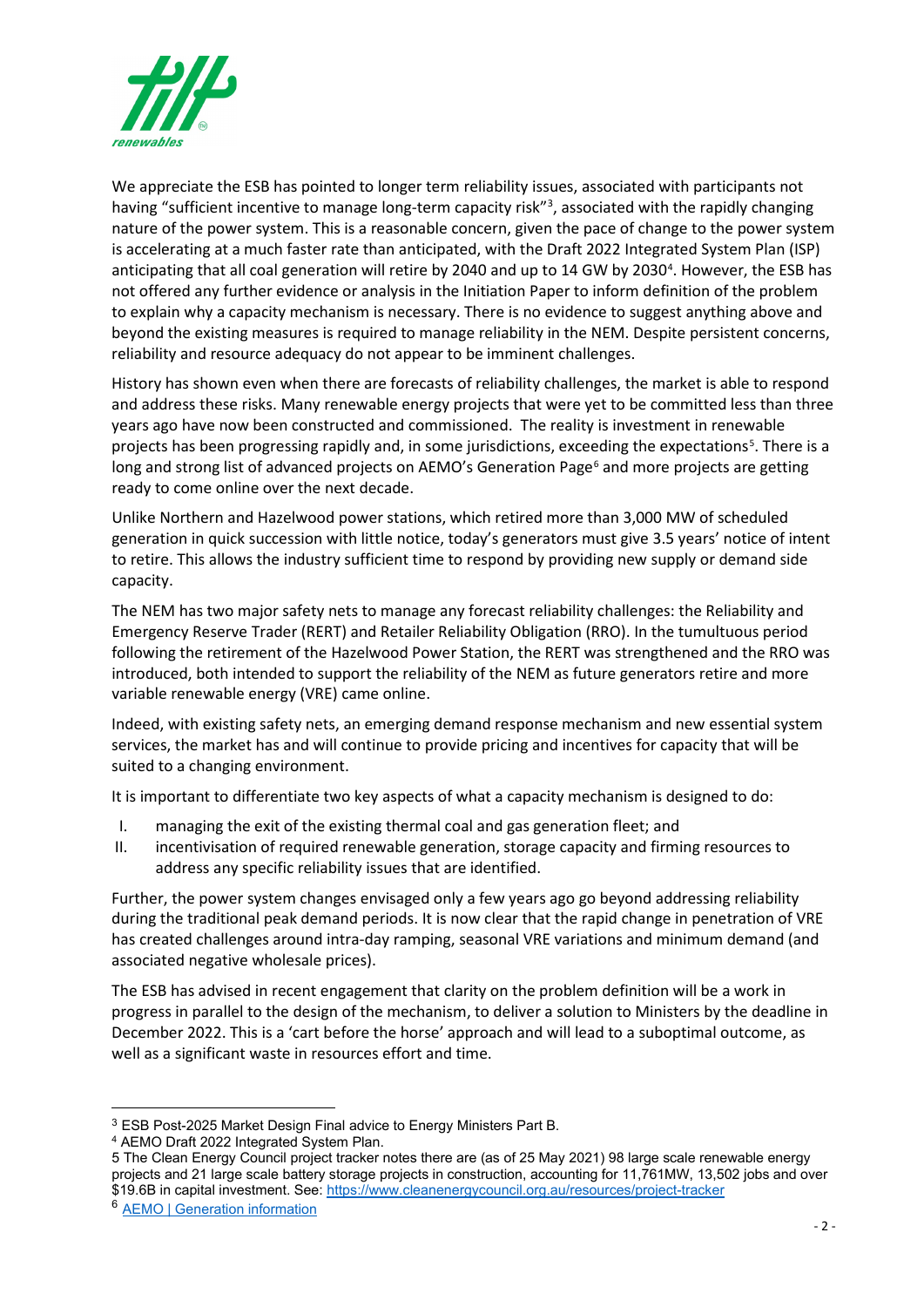We appreciate the ESB has pointed to longer term reliability issues, associated with participants not having "sufficient incentive to manage long-term capacity risk"[3], associated with the rapidly changing nature of the power system. This is a reasonable concern, given the pace of change to the power system is accelerating at a much faster rate than anticipated, with the Draft 2022 Integrated System Plan (ISP) anticipating that all coal generation will retire by 2040 and up to 14 GW by 2030[4]. However, the ESB has not offered any further evidence or analysis in the Initiation Paper to inform definition of the problem to explain why a capacity mechanism is necessary. There is no evidence to suggest anything above and beyond the existing measures is required to manage reliability in the NEM. Despite persistent concerns, reliability and resource adequacy do not appear to be imminent challenges.

History has shown even when there are forecasts of reliability challenges, the market is able to respond and address these risks. Many renewable energy projects that were yet to be committed less than three years ago have now been constructed and commissioned. The reality is investment in renewable projects has been progressing rapidly and, in some jurisdictions, exceeding the expectations[5]. There is a long and strong list of advanced projects on AEMO's Generation Page[6] and more projects are getting ready to come online over the next decade.

Unlike Northern and Hazelwood power stations, which retired more than 3,000 MW of scheduled generation in quick succession with little notice, today's generators must give 3.5 years' notice of intent to retire. This allows the industry sufficient time to respond by providing new supply or demand side capacity.

The NEM has two major safety nets to manage any forecast reliability challenges: the Reliability and Emergency Reserve Trader (RERT) and Retailer Reliability Obligation (RRO). In the tumultuous period following the retirement of the Hazelwood Power Station, the RERT was strengthened and the RRO was introduced, both intended to support the reliability of the NEM as future generators retire and more variable renewable energy (VRE) came online.

Indeed, with existing safety nets, an emerging demand response mechanism and new essential system services, the market has and will continue to provide pricing and incentives for capacity that will be suited to a changing environment.

It is important to differentiate two key aspects of what a capacity mechanism is designed to do:

I. managing the exit of the existing thermal coal and gas generation fleet; and
II. incentivisation of required renewable generation, storage capacity and firming resources to address any specific reliability issues that are identified.

Further, the power system changes envisaged only a few years ago go beyond addressing reliability during the traditional peak demand periods. It is now clear that the rapid change in penetration of VRE has created challenges around intra-day ramping, seasonal VRE variations and minimum demand (and associated negative wholesale prices).

The ESB has advised in recent engagement that clarity on the problem definition will be a work in progress in parallel to the design of the mechanism, to deliver a solution to Ministers by the deadline in December 2022. This is a 'cart before the horse' approach and will lead to a suboptimal outcome, as well as a significant waste in resources effort and time.

---

[3] ESB Post-2025 Market Design Final advice to Energy Ministers Part B.

[4] AEMO Draft 2022 Integrated System Plan.

[5] The Clean Energy Council project tracker notes there are (as of 25 May 2021) 98 large scale renewable energy projects and 21 large scale battery storage projects in construction, accounting for 11,761MW, 13,502 jobs and over $19.6B in capital investment. See: https://www.cleanenergycouncil.org.au/resources/project-tracker

[6] AEMO | Generation information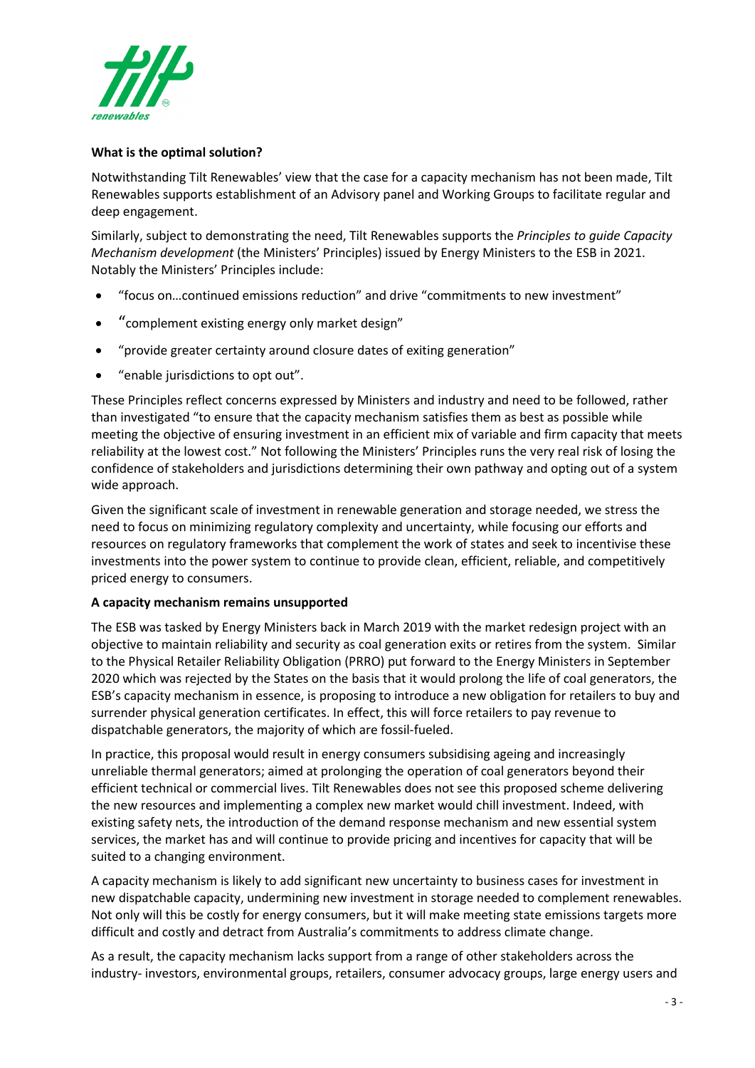**What is the optimal solution?**

Notwithstanding Tilt Renewables' view that the case for a capacity mechanism has not been made, Tilt Renewables supports establishment of an Advisory panel and Working Groups to facilitate regular and deep engagement.

Similarly, subject to demonstrating the need, Tilt Renewables supports the *Principles to guide Capacity Mechanism development* (the Ministers' Principles) issued by Energy Ministers to the ESB in 2021. Notably the Ministers' Principles include:

- "focus on…continued emissions reduction" and drive "commitments to new investment"
- "complement existing energy only market design"
- "provide greater certainty around closure dates of exiting generation"
- "enable jurisdictions to opt out".

These Principles reflect concerns expressed by Ministers and industry and need to be followed, rather than investigated "to ensure that the capacity mechanism satisfies them as best as possible while meeting the objective of ensuring investment in an efficient mix of variable and firm capacity that meets reliability at the lowest cost." Not following the Ministers' Principles runs the very real risk of losing the confidence of stakeholders and jurisdictions determining their own pathway and opting out of a system wide approach.

Given the significant scale of investment in renewable generation and storage needed, we stress the need to focus on minimizing regulatory complexity and uncertainty, while focusing our efforts and resources on regulatory frameworks that complement the work of states and seek to incentivise these investments into the power system to continue to provide clean, efficient, reliable, and competitively priced energy to consumers.

**A capacity mechanism remains unsupported**

The ESB was tasked by Energy Ministers back in March 2019 with the market redesign project with an objective to maintain reliability and security as coal generation exits or retires from the system. Similar to the Physical Retailer Reliability Obligation (PRRO) put forward to the Energy Ministers in September 2020 which was rejected by the States on the basis that it would prolong the life of coal generators, the ESB's capacity mechanism in essence, is proposing to introduce a new obligation for retailers to buy and surrender physical generation certificates. In effect, this will force retailers to pay revenue to dispatchable generators, the majority of which are fossil-fueled.

In practice, this proposal would result in energy consumers subsidising ageing and increasingly unreliable thermal generators; aimed at prolonging the operation of coal generators beyond their efficient technical or commercial lives. Tilt Renewables does not see this proposed scheme delivering the new resources and implementing a complex new market would chill investment. Indeed, with existing safety nets, the introduction of the demand response mechanism and new essential system services, the market has and will continue to provide pricing and incentives for capacity that will be suited to a changing environment.

A capacity mechanism is likely to add significant new uncertainty to business cases for investment in new dispatchable capacity, undermining new investment in storage needed to complement renewables. Not only will this be costly for energy consumers, but it will make meeting state emissions targets more difficult and costly and detract from Australia's commitments to address climate change.

As a result, the capacity mechanism lacks support from a range of other stakeholders across the industry- investors, environmental groups, retailers, consumer advocacy groups, large energy users and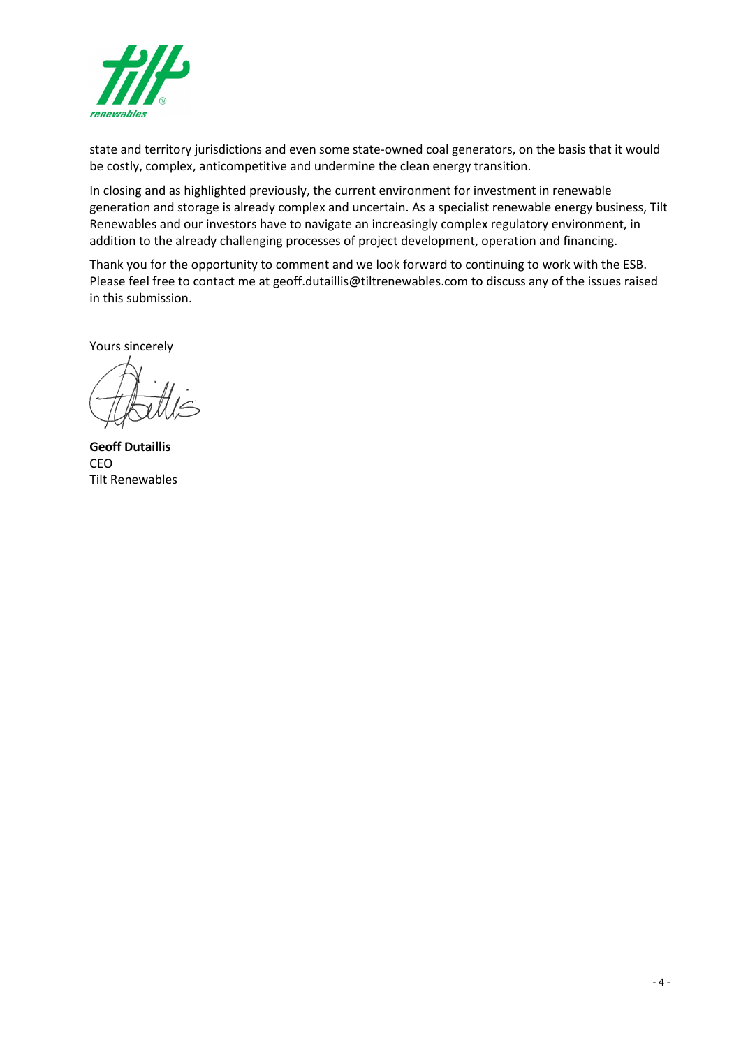state and territory jurisdictions and even some state-owned coal generators, on the basis that it would be costly, complex, anticompetitive and undermine the clean energy transition.

In closing and as highlighted previously, the current environment for investment in renewable generation and storage is already complex and uncertain. As a specialist renewable energy business, Tilt Renewables and our investors have to navigate an increasingly complex regulatory environment, in addition to the already challenging processes of project development, operation and financing.

Thank you for the opportunity to comment and we look forward to continuing to work with the ESB. Please feel free to contact me at geoff.dutaillis@tiltrenewables.com to discuss any of the issues raised in this submission.

Yours sincerely

**Geoff Dutaillis**
CEO
Tilt Renewables